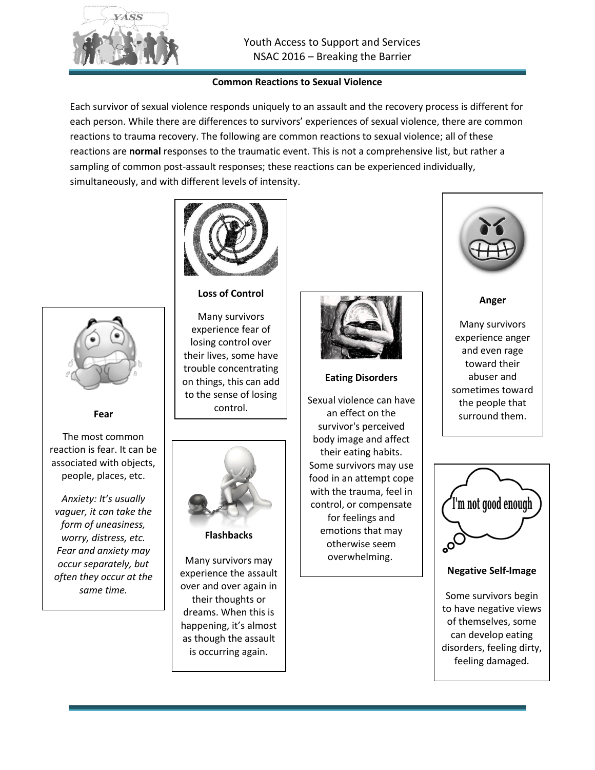Youth Access to Support and Services
NSAC 2016 – Breaking the Barrier

## Common Reactions to Sexual Violence

Each survivor of sexual violence responds uniquely to an assault and the recovery process is different for each person. While there are differences to survivors' experiences of sexual violence, there are common reactions to trauma recovery. The following are common reactions to sexual violence; all of these reactions are **normal** responses to the traumatic event. This is not a comprehensive list, but rather a sampling of common post-assault responses; these reactions can be experienced individually, simultaneously, and with different levels of intensity.

### Fear

The most common reaction is fear. It can be associated with objects, people, places, etc.

*Anxiety: It's usually vaguer, it can take the form of uneasiness, worry, distress, etc. Fear and anxiety may occur separately, but often they occur at the same time.*

### Loss of Control

Many survivors experience fear of losing control over their lives, some have trouble concentrating on things, this can add to the sense of losing control.

### Flashbacks

Many survivors may experience the assault over and over again in their thoughts or dreams. When this is happening, it's almost as though the assault is occurring again.

### Eating Disorders

Sexual violence can have an effect on the survivor's perceived body image and affect their eating habits. Some survivors may use food in an attempt cope with the trauma, feel in control, or compensate for feelings and emotions that may otherwise seem overwhelming.

### Anger

Many survivors experience anger and even rage toward their abuser and sometimes toward the people that surround them.

I'm not good enough

### Negative Self-Image

Some survivors begin to have negative views of themselves, some can develop eating disorders, feeling dirty, feeling damaged.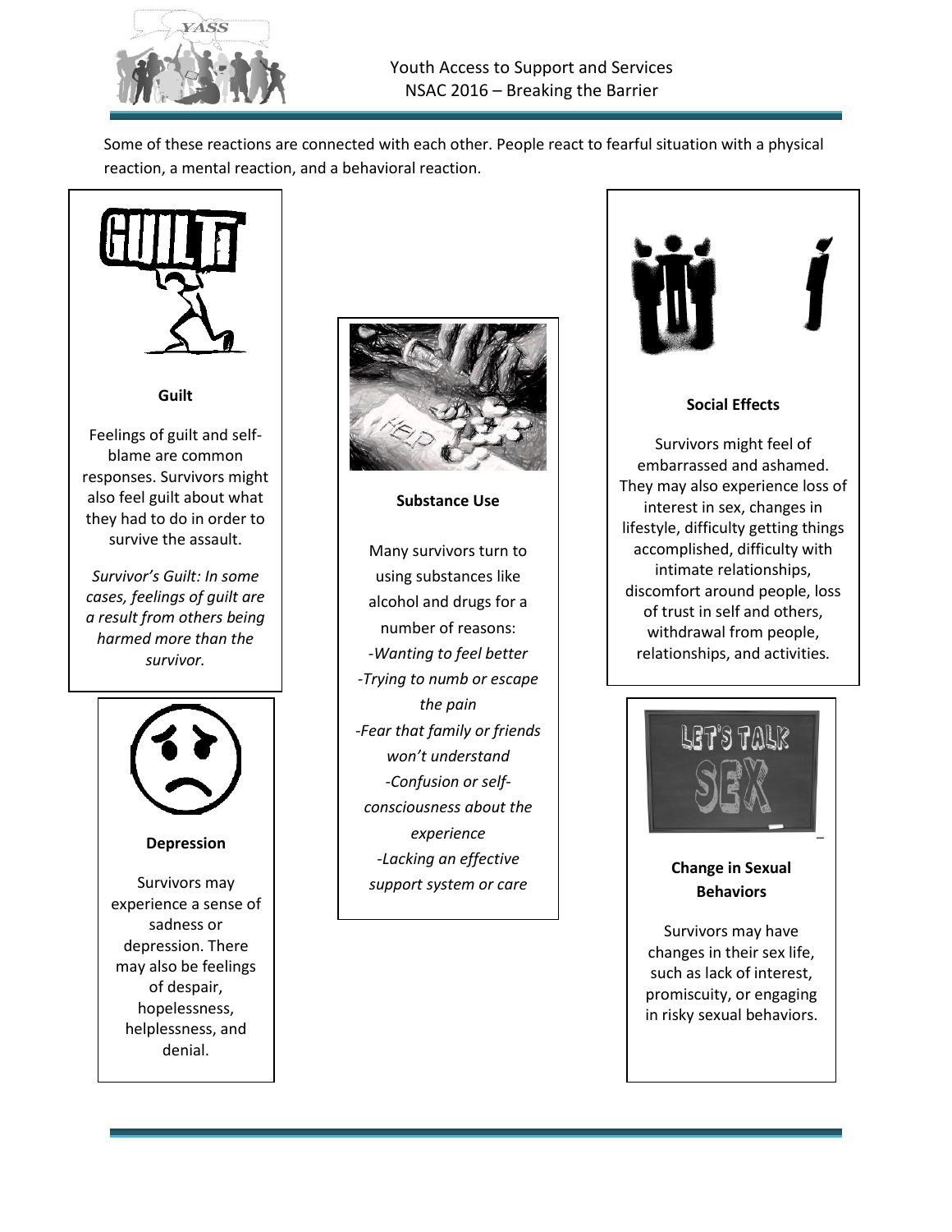Some of these reactions are connected with each other. People react to fearful situation with a physical reaction, a mental reaction, and a behavioral reaction.

**Guilt**

Feelings of guilt and self-blame are common responses. Survivors might also feel guilt about what they had to do in order to survive the assault.

*Survivor's Guilt: In some cases, feelings of guilt are a result from others being harmed more than the survivor.*

**Depression**

Survivors may experience a sense of sadness or depression. There may also be feelings of despair, hopelessness, helplessness, and denial.

**Substance Use**

Many survivors turn to using substances like alcohol and drugs for a number of reasons:

-*Wanting to feel better*
-*Trying to numb or escape the pain*
-*Fear that family or friends won't understand*
-*Confusion or self-consciousness about the experience*
-*Lacking an effective support system or care*

**Social Effects**

Survivors might feel of embarrassed and ashamed. They may also experience loss of interest in sex, changes in lifestyle, difficulty getting things accomplished, difficulty with intimate relationships, discomfort around people, loss of trust in self and others, withdrawal from people, relationships, and activities.

**Change in Sexual Behaviors**

Survivors may have changes in their sex life, such as lack of interest, promiscuity, or engaging in risky sexual behaviors.